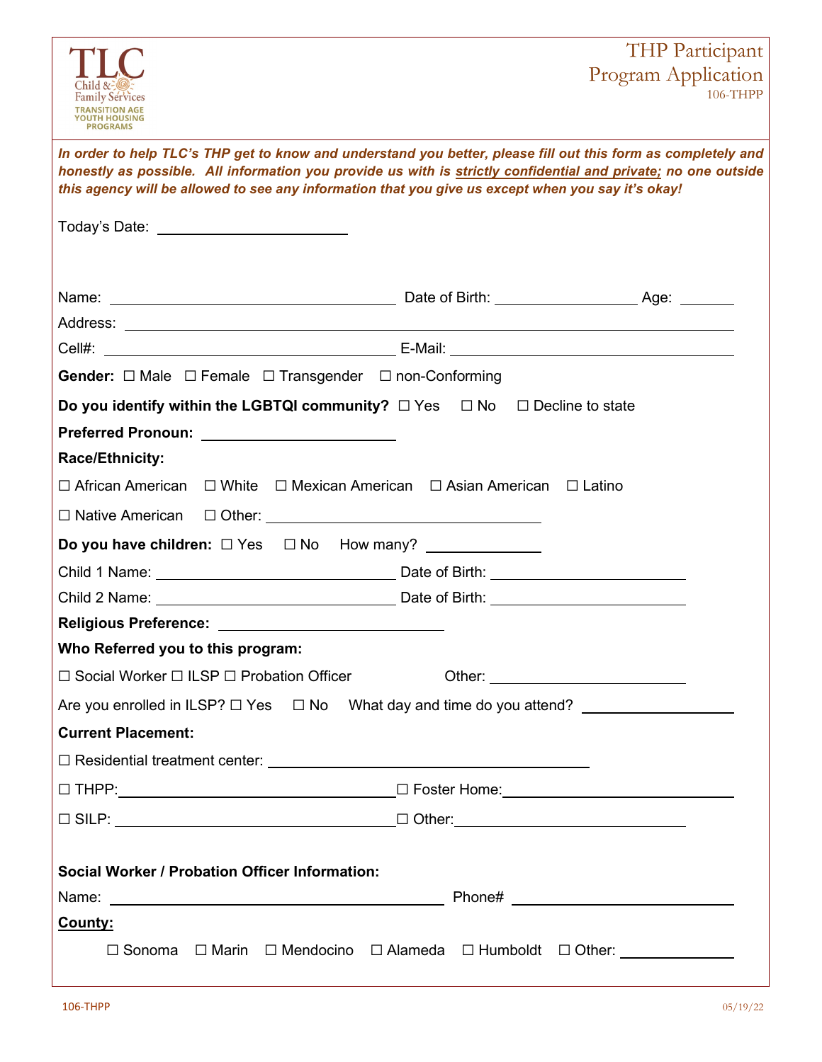TLC Child & Family Services
TRANSITION AGE YOUTH HOUSING PROGRAMS

# THP Participant Program Application

106-THPP

***In order to help TLC's THP get to know and understand you better, please fill out this form as completely and honestly as possible. All information you provide us with is <u>strictly confidential and private;</u> no one outside this agency will be allowed to see any information that you give us except when you say it's okay!***

Today's Date: ____________________

Name: ______________________________ Date of Birth: ______________ Age: ______

Address: ______________________________________________________________

Cell#: ______________________________ E-Mail: ______________________________

**Gender:** ☐ Male ☐ Female ☐ Transgender ☐ non-Conforming

**Do you identify within the LGBTQI community?** ☐ Yes ☐ No ☐ Decline to state

**Preferred Pronoun:** ____________________

**Race/Ethnicity:**

☐ African American ☐ White ☐ Mexican American ☐ Asian American ☐ Latino

☐ Native American ☐ Other: ____________________________

**Do you have children:** ☐ Yes ☐ No How many? ____________

Child 1 Name: __________________________ Date of Birth: ____________________

Child 2 Name: __________________________ Date of Birth: ____________________

**Religious Preference:** ________________________

**Who Referred you to this program:**

☐ Social Worker ☐ ILSP ☐ Probation Officer Other: ____________________

Are you enrolled in ILSP? ☐ Yes ☐ No What day and time do you attend? ________________

**Current Placement:**

☐ Residential treatment center: ____________________________________

☐ THPP: ______________________________ ☐ Foster Home: ______________________________

☐ SILP: ______________________________ ☐ Other: ______________________________

**Social Worker / Probation Officer Information:**

Name: ____________________________________ Phone# ________________________

**<u>County:</u>**

☐ Sonoma ☐ Marin ☐ Mendocino ☐ Alameda ☐ Humboldt ☐ Other: ____________

106-THPP 05/19/22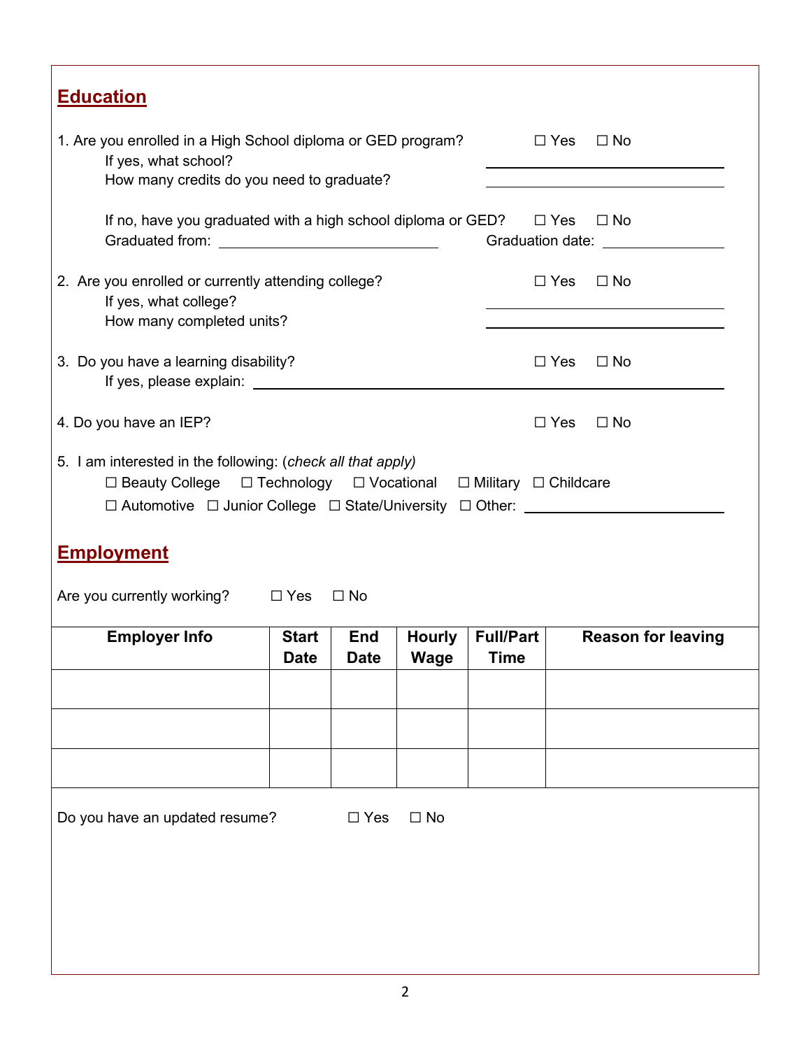## Education

1. Are you enrolled in a High School diploma or GED program? ☐ Yes ☐ No
   If yes, what school? ______________________
   How many credits do you need to graduate? ______________________

   If no, have you graduated with a high school diploma or GED? ☐ Yes ☐ No
   Graduated from: ______________________ Graduation date: ______________

2. Are you enrolled or currently attending college? ☐ Yes ☐ No
   If yes, what college? ______________________
   How many completed units? ______________________

3. Do you have a learning disability? ☐ Yes ☐ No
   If yes, please explain: ______________________________________________

4. Do you have an IEP? ☐ Yes ☐ No

5. I am interested in the following: (*check all that apply*)
   ☐ Beauty College ☐ Technology ☐ Vocational ☐ Military ☐ Childcare
   ☐ Automotive ☐ Junior College ☐ State/University ☐ Other: ______________________

## Employment

Are you currently working? ☐ Yes ☐ No

| Employer Info | Start Date | End Date | Hourly Wage | Full/Part Time | Reason for leaving |
|---|---|---|---|---|---|
| | | | | | |
| | | | | | |
| | | | | | |

Do you have an updated resume? ☐ Yes ☐ No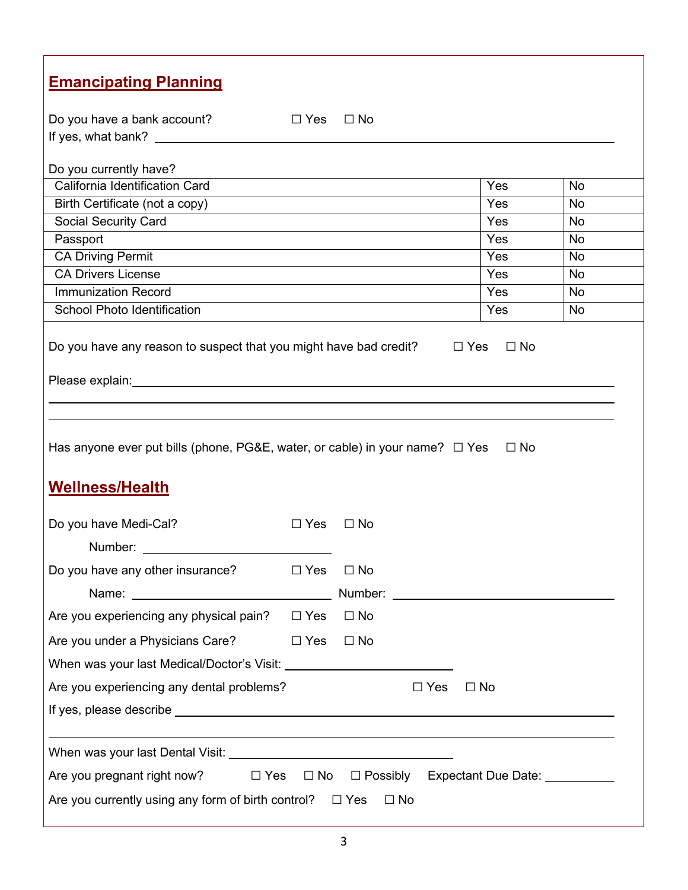## Emancipating Planning

Do you have a bank account? ☐ Yes ☐ No

If yes, what bank? ______________________________

Do you currently have?

| | | |
|---|---|---|
| California Identification Card | Yes | No |
| Birth Certificate (not a copy) | Yes | No |
| Social Security Card | Yes | No |
| Passport | Yes | No |
| CA Driving Permit | Yes | No |
| CA Drivers License | Yes | No |
| Immunization Record | Yes | No |
| School Photo Identification | Yes | No |

Do you have any reason to suspect that you might have bad credit? ☐ Yes ☐ No

Please explain: ______________________________

______________________________

______________________________

Has anyone ever put bills (phone, PG&E, water, or cable) in your name? ☐ Yes ☐ No

## Wellness/Health

Do you have Medi-Cal? ☐ Yes ☐ No

Number: ______________

Do you have any other insurance? ☐ Yes ☐ No

Name: ______________ Number: ______________

Are you experiencing any physical pain? ☐ Yes ☐ No

Are you under a Physicians Care? ☐ Yes ☐ No

When was your last Medical/Doctor's Visit: ______________

Are you experiencing any dental problems? ☐ Yes ☐ No

If yes, please describe ______________________________

______________________________

When was your last Dental Visit: ______________

Are you pregnant right now? ☐ Yes ☐ No ☐ Possibly Expectant Due Date: __________

Are you currently using any form of birth control? ☐ Yes ☐ No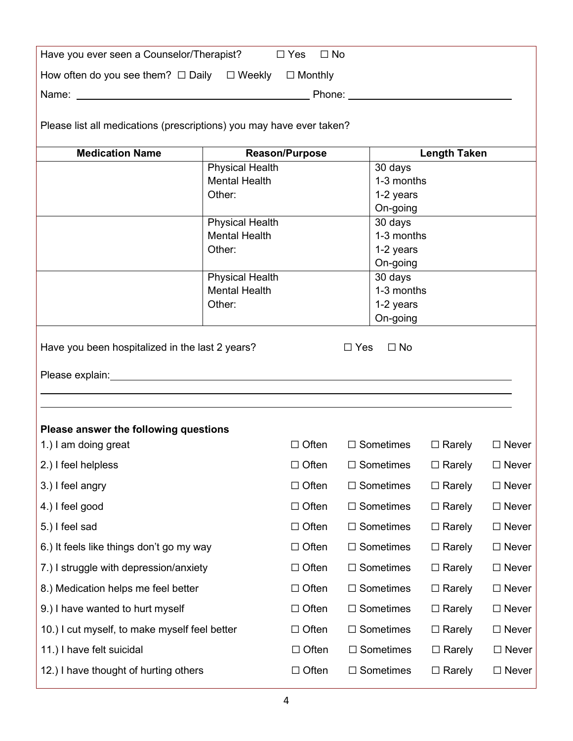Have you ever seen a Counselor/Therapist? ☐ Yes ☐ No

How often do you see them? ☐ Daily ☐ Weekly ☐ Monthly

Name: ______________________________ Phone: ______________________

Please list all medications (prescriptions) you may have ever taken?

| Medication Name | Reason/Purpose | Length Taken |
|---|---|---|
| | Physical Health<br>Mental Health<br>Other: | 30 days<br>1-3 months<br>1-2 years<br>On-going |
| | Physical Health<br>Mental Health<br>Other: | 30 days<br>1-3 months<br>1-2 years<br>On-going |
| | Physical Health<br>Mental Health<br>Other: | 30 days<br>1-3 months<br>1-2 years<br>On-going |

Have you been hospitalized in the last 2 years? ☐ Yes ☐ No

Please explain: ______________________________________________

______________________________________________

______________________________________________

**Please answer the following questions**

| | | | | |
|---|---|---|---|---|
| 1.) I am doing great | ☐ Often | ☐ Sometimes | ☐ Rarely | ☐ Never |
| 2.) I feel helpless | ☐ Often | ☐ Sometimes | ☐ Rarely | ☐ Never |
| 3.) I feel angry | ☐ Often | ☐ Sometimes | ☐ Rarely | ☐ Never |
| 4.) I feel good | ☐ Often | ☐ Sometimes | ☐ Rarely | ☐ Never |
| 5.) I feel sad | ☐ Often | ☐ Sometimes | ☐ Rarely | ☐ Never |
| 6.) It feels like things don't go my way | ☐ Often | ☐ Sometimes | ☐ Rarely | ☐ Never |
| 7.) I struggle with depression/anxiety | ☐ Often | ☐ Sometimes | ☐ Rarely | ☐ Never |
| 8.) Medication helps me feel better | ☐ Often | ☐ Sometimes | ☐ Rarely | ☐ Never |
| 9.) I have wanted to hurt myself | ☐ Often | ☐ Sometimes | ☐ Rarely | ☐ Never |
| 10.) I cut myself, to make myself feel better | ☐ Often | ☐ Sometimes | ☐ Rarely | ☐ Never |
| 11.) I have felt suicidal | ☐ Often | ☐ Sometimes | ☐ Rarely | ☐ Never |
| 12.) I have thought of hurting others | ☐ Often | ☐ Sometimes | ☐ Rarely | ☐ Never |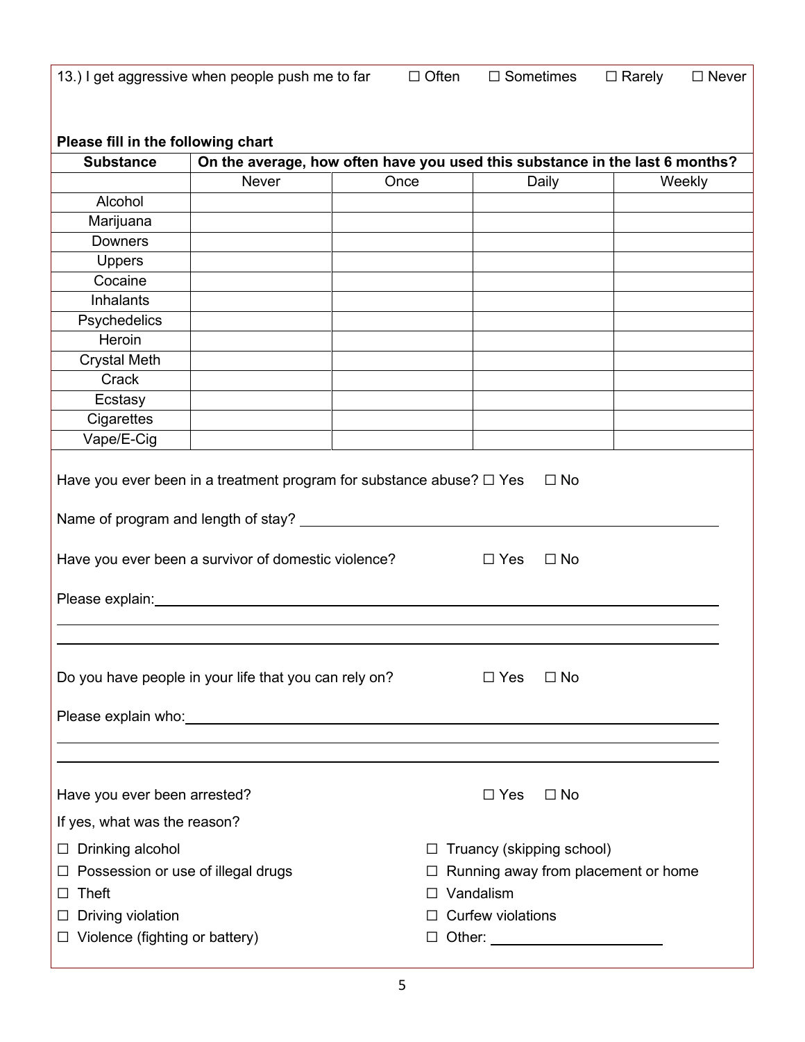13.) I get aggressive when people push me to far ☐ Often ☐ Sometimes ☐ Rarely ☐ Never

**Please fill in the following chart**

| Substance | On the average, how often have you used this substance in the last 6 months? | | | |
|---|---|---|---|---|
| | Never | Once | Daily | Weekly |
| Alcohol | | | | |
| Marijuana | | | | |
| Downers | | | | |
| Uppers | | | | |
| Cocaine | | | | |
| Inhalants | | | | |
| Psychedelics | | | | |
| Heroin | | | | |
| Crystal Meth | | | | |
| Crack | | | | |
| Ecstasy | | | | |
| Cigarettes | | | | |
| Vape/E-Cig | | | | |

Have you ever been in a treatment program for substance abuse? ☐ Yes ☐ No

Name of program and length of stay? ______________________________

Have you ever been a survivor of domestic violence? ☐ Yes ☐ No

Please explain: ______________________________

______________________________

______________________________

Do you have people in your life that you can rely on? ☐ Yes ☐ No

Please explain who: ______________________________

______________________________

______________________________

Have you ever been arrested? ☐ Yes ☐ No

If yes, what was the reason?

☐ Drinking alcohol
☐ Possession or use of illegal drugs
☐ Theft
☐ Driving violation
☐ Violence (fighting or battery)
☐ Truancy (skipping school)
☐ Running away from placement or home
☐ Vandalism
☐ Curfew violations
☐ Other: ____________________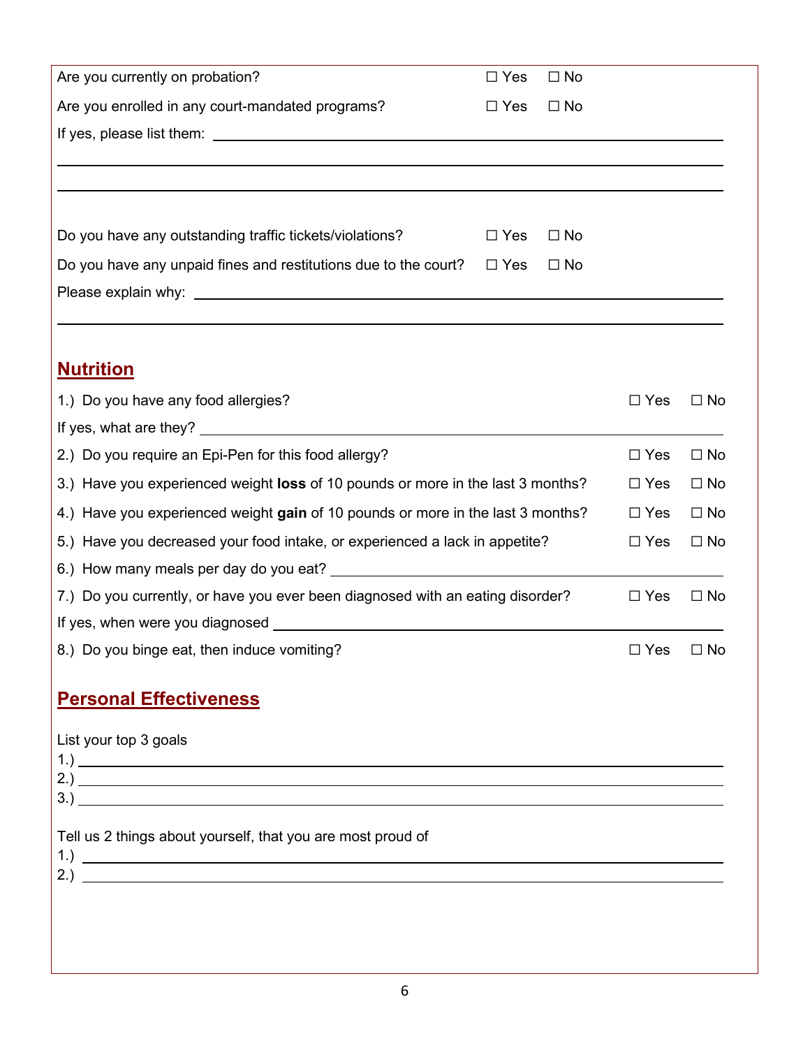Are you currently on probation? ☐ Yes ☐ No

Are you enrolled in any court-mandated programs? ☐ Yes ☐ No

If yes, please list them: ______________________________________________

______________________________________________

______________________________________________

Do you have any outstanding traffic tickets/violations? ☐ Yes ☐ No

Do you have any unpaid fines and restitutions due to the court? ☐ Yes ☐ No

Please explain why: ______________________________________________

______________________________________________

## Nutrition

1.) Do you have any food allergies? ☐ Yes ☐ No

If yes, what are they? ______________________________________________

2.) Do you require an Epi-Pen for this food allergy? ☐ Yes ☐ No

3.) Have you experienced weight **loss** of 10 pounds or more in the last 3 months? ☐ Yes ☐ No

4.) Have you experienced weight **gain** of 10 pounds or more in the last 3 months? ☐ Yes ☐ No

5.) Have you decreased your food intake, or experienced a lack in appetite? ☐ Yes ☐ No

6.) How many meals per day do you eat? ______________________________________________

7.) Do you currently, or have you ever been diagnosed with an eating disorder? ☐ Yes ☐ No

If yes, when were you diagnosed ______________________________________________

8.) Do you binge eat, then induce vomiting? ☐ Yes ☐ No

## Personal Effectiveness

List your top 3 goals

1.) ______________________________________________

2.) ______________________________________________

3.) ______________________________________________

Tell us 2 things about yourself, that you are most proud of

1.) ______________________________________________

2.) ______________________________________________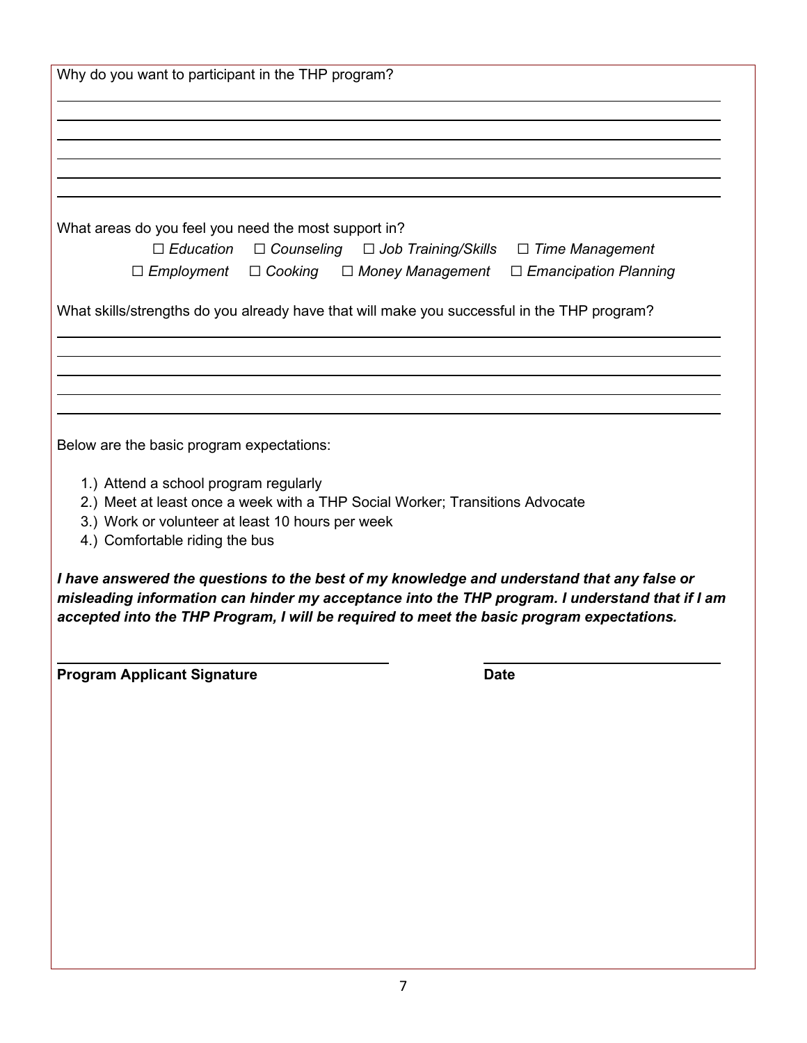Why do you want to participant in the THP program?

What areas do you feel you need the most support in?

☐ *Education* ☐ *Counseling* ☐ *Job Training/Skills* ☐ *Time Management*

☐ *Employment* ☐ *Cooking* ☐ *Money Management* ☐ *Emancipation Planning*

What skills/strengths do you already have that will make you successful in the THP program?

Below are the basic program expectations:

1.) Attend a school program regularly
2.) Meet at least once a week with a THP Social Worker; Transitions Advocate
3.) Work or volunteer at least 10 hours per week
4.) Comfortable riding the bus

***I have answered the questions to the best of my knowledge and understand that any false or misleading information can hinder my acceptance into the THP program. I understand that if I am accepted into the THP Program, I will be required to meet the basic program expectations.***

**Program Applicant Signature** **Date**